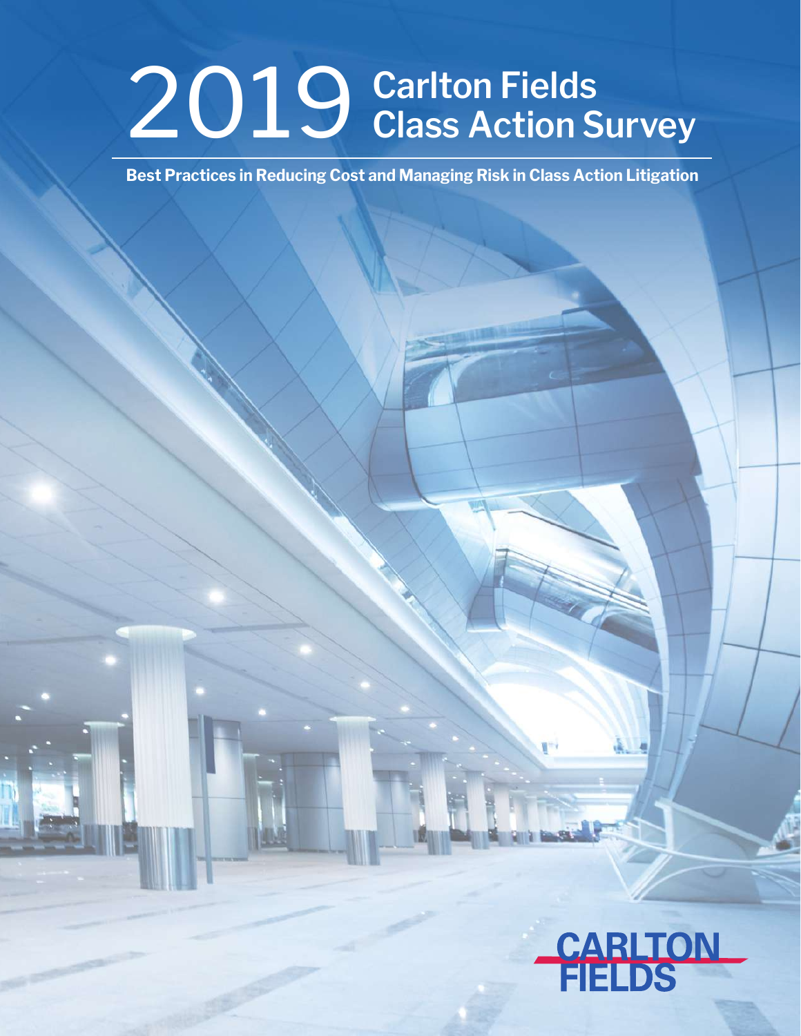# 2019 Carlton Fields Class Action Survey

**Best Practices in Reducing Cost and Managing Risk in Class Action Litigation**

CARLTON FIELDS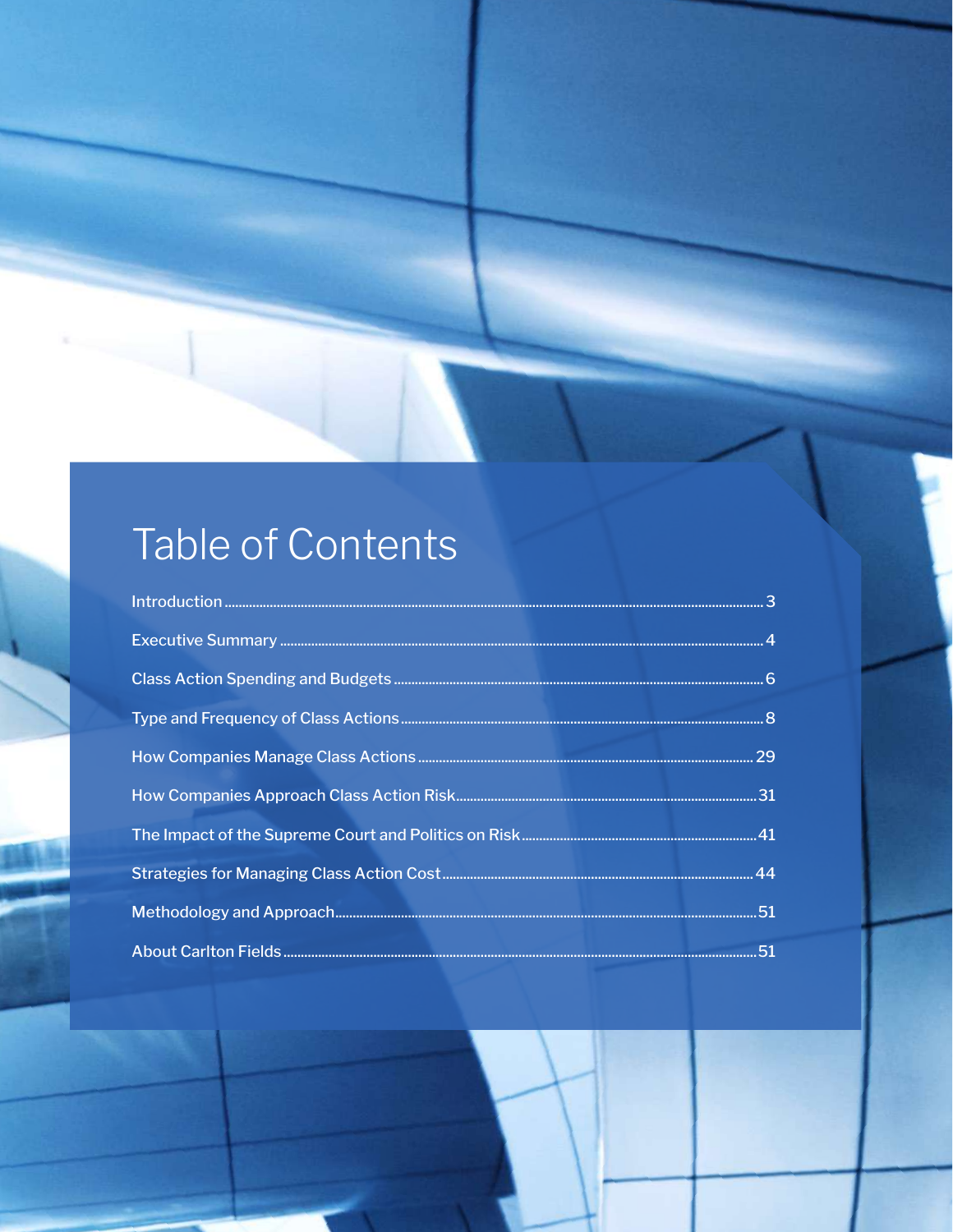# Table of Contents

| Section | Page |
|---|---|
| Introduction | 3 |
| Executive Summary | 4 |
| Class Action Spending and Budgets | 6 |
| Type and Frequency of Class Actions | 8 |
| How Companies Manage Class Actions | 29 |
| How Companies Approach Class Action Risk | 31 |
| The Impact of the Supreme Court and Politics on Risk | 41 |
| Strategies for Managing Class Action Cost | 44 |
| Methodology and Approach | 51 |
| About Carlton Fields | 51 |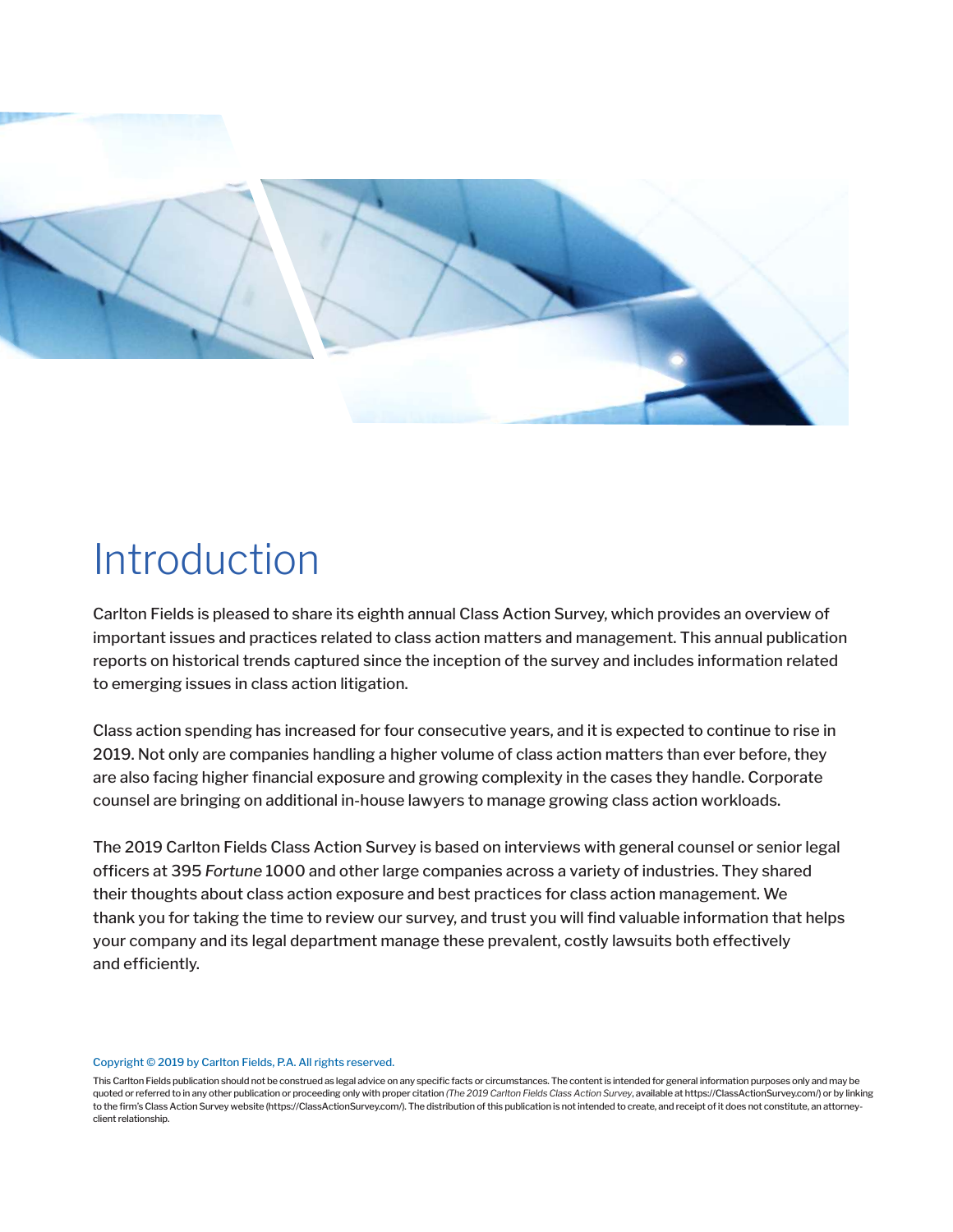# Introduction

Carlton Fields is pleased to share its eighth annual Class Action Survey, which provides an overview of important issues and practices related to class action matters and management. This annual publication reports on historical trends captured since the inception of the survey and includes information related to emerging issues in class action litigation.

Class action spending has increased for four consecutive years, and it is expected to continue to rise in 2019. Not only are companies handling a higher volume of class action matters than ever before, they are also facing higher financial exposure and growing complexity in the cases they handle. Corporate counsel are bringing on additional in-house lawyers to manage growing class action workloads.

The 2019 Carlton Fields Class Action Survey is based on interviews with general counsel or senior legal officers at 395 *Fortune* 1000 and other large companies across a variety of industries. They shared their thoughts about class action exposure and best practices for class action management. We thank you for taking the time to review our survey, and trust you will find valuable information that helps your company and its legal department manage these prevalent, costly lawsuits both effectively and efficiently.

Copyright © 2019 by Carlton Fields, P.A. All rights reserved.

This Carlton Fields publication should not be construed as legal advice on any specific facts or circumstances. The content is intended for general information purposes only and may be quoted or referred to in any other publication or proceeding only with proper citation *(The 2019 Carlton Fields Class Action Survey*, available at https://ClassActionSurvey.com/) or by linking to the firm's Class Action Survey website (https://ClassActionSurvey.com/). The distribution of this publication is not intended to create, and receipt of it does not constitute, an attorney-client relationship.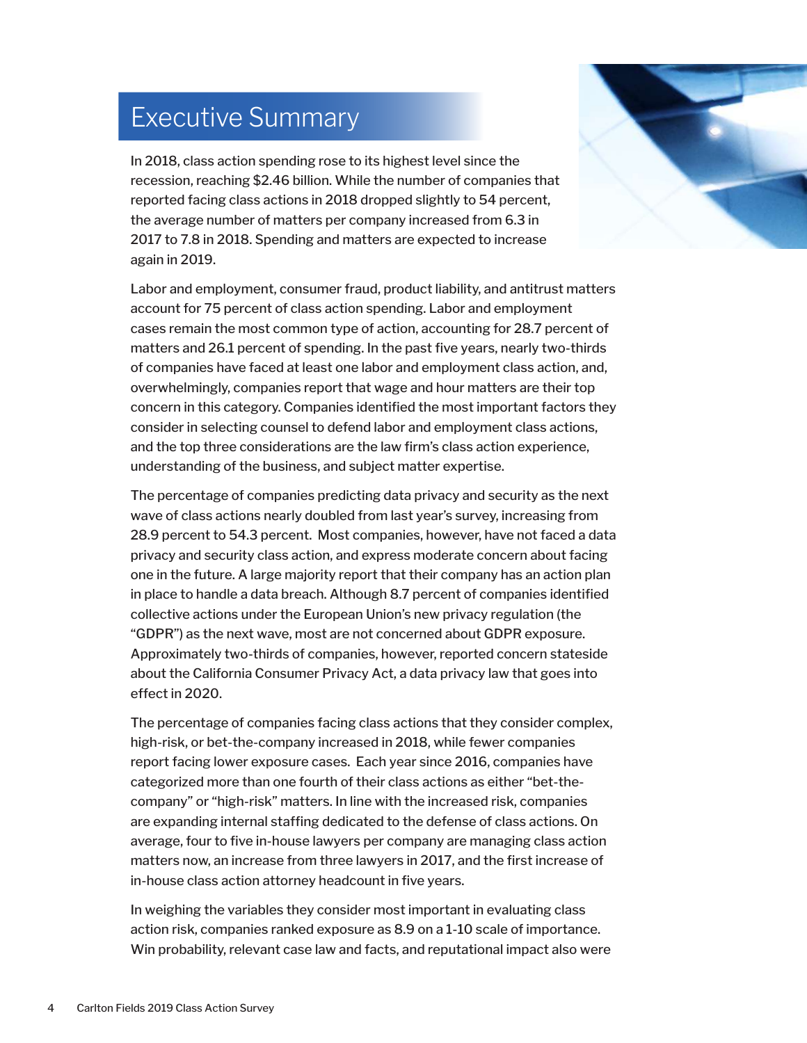# Executive Summary

In 2018, class action spending rose to its highest level since the recession, reaching $2.46 billion. While the number of companies that reported facing class actions in 2018 dropped slightly to 54 percent, the average number of matters per company increased from 6.3 in 2017 to 7.8 in 2018. Spending and matters are expected to increase again in 2019.

Labor and employment, consumer fraud, product liability, and antitrust matters account for 75 percent of class action spending. Labor and employment cases remain the most common type of action, accounting for 28.7 percent of matters and 26.1 percent of spending. In the past five years, nearly two-thirds of companies have faced at least one labor and employment class action, and, overwhelmingly, companies report that wage and hour matters are their top concern in this category. Companies identified the most important factors they consider in selecting counsel to defend labor and employment class actions, and the top three considerations are the law firm's class action experience, understanding of the business, and subject matter expertise.

The percentage of companies predicting data privacy and security as the next wave of class actions nearly doubled from last year's survey, increasing from 28.9 percent to 54.3 percent. Most companies, however, have not faced a data privacy and security class action, and express moderate concern about facing one in the future. A large majority report that their company has an action plan in place to handle a data breach. Although 8.7 percent of companies identified collective actions under the European Union's new privacy regulation (the "GDPR") as the next wave, most are not concerned about GDPR exposure. Approximately two-thirds of companies, however, reported concern stateside about the California Consumer Privacy Act, a data privacy law that goes into effect in 2020.

The percentage of companies facing class actions that they consider complex, high-risk, or bet-the-company increased in 2018, while fewer companies report facing lower exposure cases. Each year since 2016, companies have categorized more than one fourth of their class actions as either "bet-the-company" or "high-risk" matters. In line with the increased risk, companies are expanding internal staffing dedicated to the defense of class actions. On average, four to five in-house lawyers per company are managing class action matters now, an increase from three lawyers in 2017, and the first increase of in-house class action attorney headcount in five years.

In weighing the variables they consider most important in evaluating class action risk, companies ranked exposure as 8.9 on a 1-10 scale of importance. Win probability, relevant case law and facts, and reputational impact also were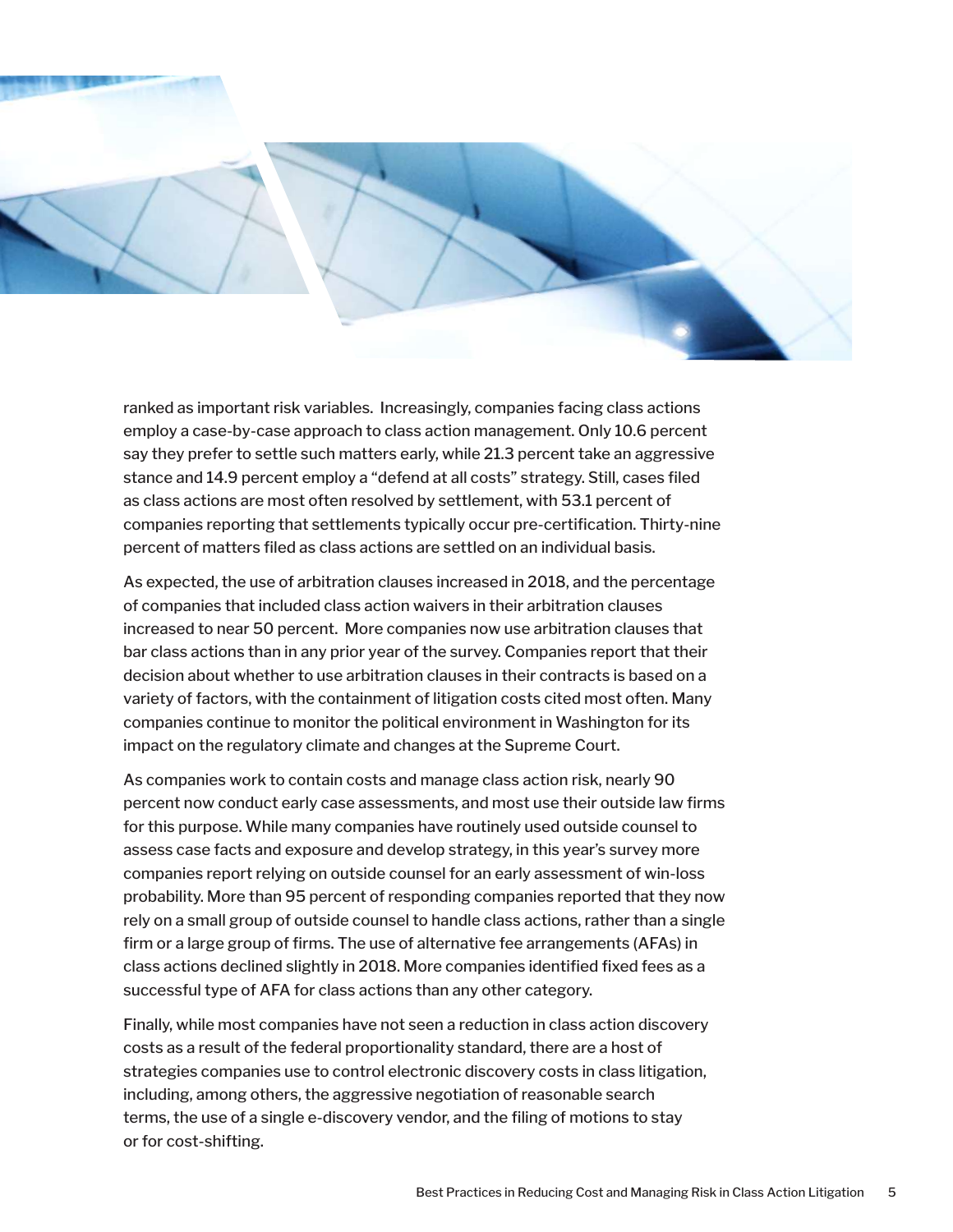ranked as important risk variables.  Increasingly, companies facing class actions employ a case-by-case approach to class action management. Only 10.6 percent say they prefer to settle such matters early, while 21.3 percent take an aggressive stance and 14.9 percent employ a "defend at all costs" strategy. Still, cases filed as class actions are most often resolved by settlement, with 53.1 percent of companies reporting that settlements typically occur pre-certification. Thirty-nine percent of matters filed as class actions are settled on an individual basis.

As expected, the use of arbitration clauses increased in 2018, and the percentage of companies that included class action waivers in their arbitration clauses increased to near 50 percent.  More companies now use arbitration clauses that bar class actions than in any prior year of the survey. Companies report that their decision about whether to use arbitration clauses in their contracts is based on a variety of factors, with the containment of litigation costs cited most often. Many companies continue to monitor the political environment in Washington for its impact on the regulatory climate and changes at the Supreme Court.

As companies work to contain costs and manage class action risk, nearly 90 percent now conduct early case assessments, and most use their outside law firms for this purpose. While many companies have routinely used outside counsel to assess case facts and exposure and develop strategy, in this year's survey more companies report relying on outside counsel for an early assessment of win-loss probability. More than 95 percent of responding companies reported that they now rely on a small group of outside counsel to handle class actions, rather than a single firm or a large group of firms. The use of alternative fee arrangements (AFAs) in class actions declined slightly in 2018. More companies identified fixed fees as a successful type of AFA for class actions than any other category.

Finally, while most companies have not seen a reduction in class action discovery costs as a result of the federal proportionality standard, there are a host of strategies companies use to control electronic discovery costs in class litigation, including, among others, the aggressive negotiation of reasonable search terms, the use of a single e-discovery vendor, and the filing of motions to stay or for cost-shifting.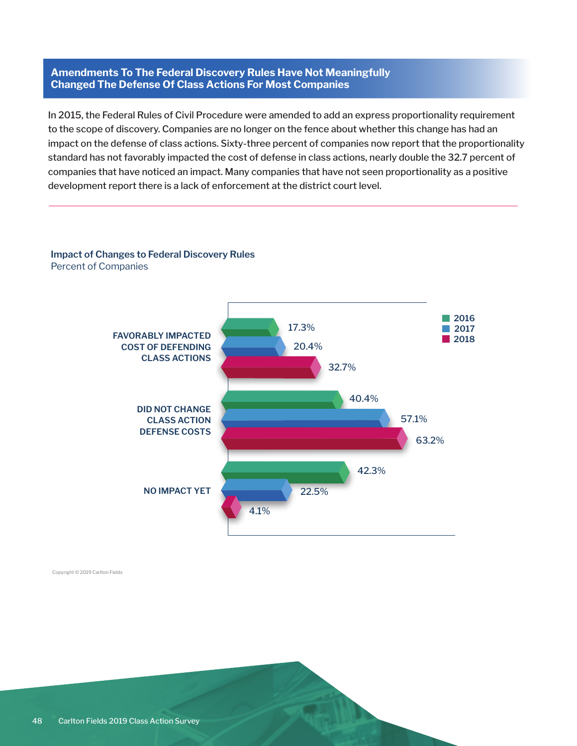## Amendments To The Federal Discovery Rules Have Not Meaningfully Changed The Defense Of Class Actions For Most Companies

In 2015, the Federal Rules of Civil Procedure were amended to add an express proportionality requirement to the scope of discovery. Companies are no longer on the fence about whether this change has had an impact on the defense of class actions. Sixty-three percent of companies now report that the proportionality standard has not favorably impacted the cost of defense in class actions, nearly double the 32.7 percent of companies that have noticed an impact. Many companies that have not seen proportionality as a positive development report there is a lack of enforcement at the district court level.

**Impact of Changes to Federal Discovery Rules**
Percent of Companies

| | 2016 | 2017 | 2018 |
|---|---|---|---|
| FAVORABLY IMPACTED COST OF DEFENDING CLASS ACTIONS | 17.3% | 20.4% | 32.7% |
| DID NOT CHANGE CLASS ACTION DEFENSE COSTS | 40.4% | 57.1% | 63.2% |
| NO IMPACT YET | 42.3% | 22.5% | 4.1% |

Copyright © 2019 Carlton Fields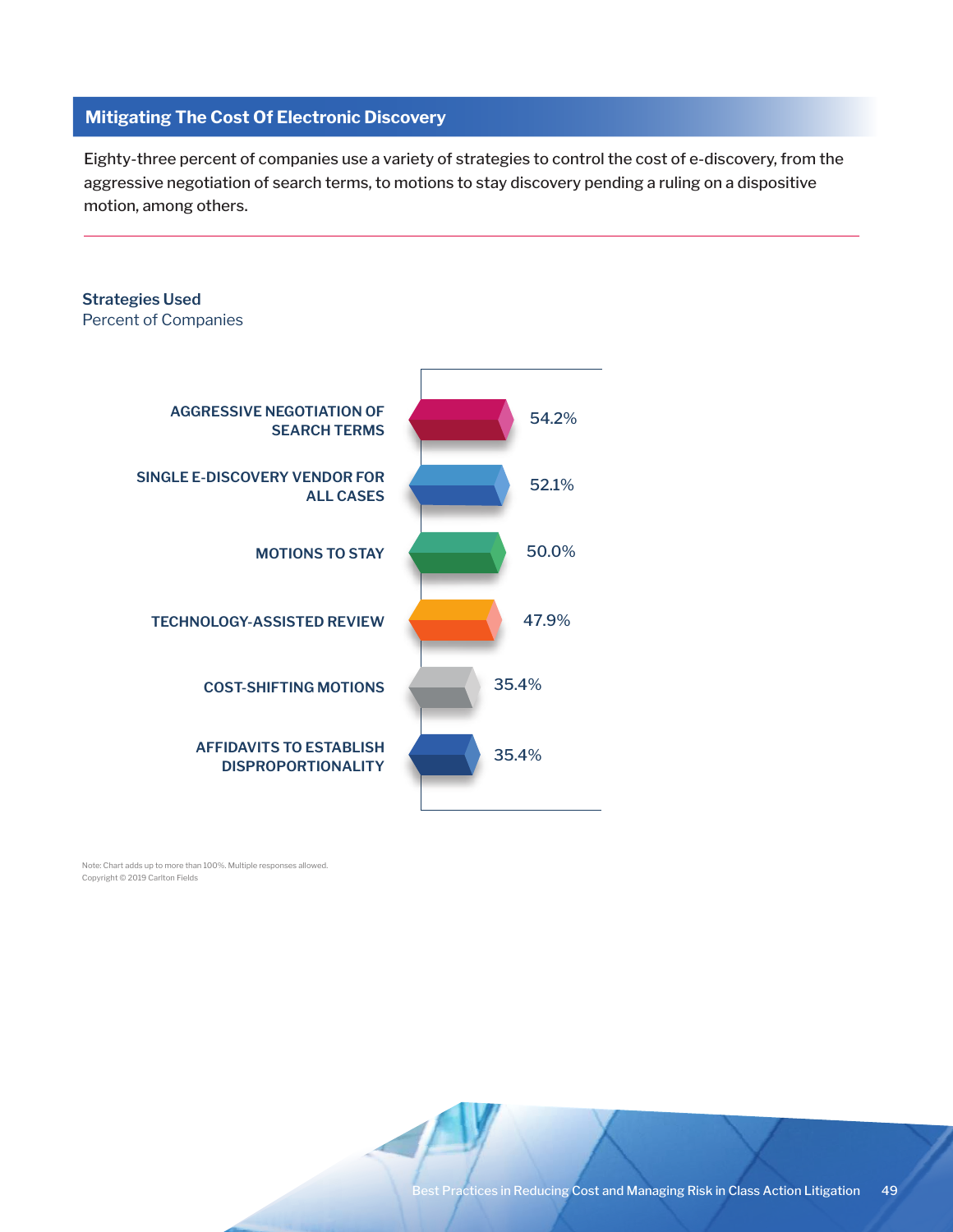## Mitigating The Cost Of Electronic Discovery

Eighty-three percent of companies use a variety of strategies to control the cost of e-discovery, from the aggressive negotiation of search terms, to motions to stay discovery pending a ruling on a dispositive motion, among others.

**Strategies Used**
Percent of Companies

| Strategy | Percent of Companies |
|---|---|
| AGGRESSIVE NEGOTIATION OF SEARCH TERMS | 54.2% |
| SINGLE E-DISCOVERY VENDOR FOR ALL CASES | 52.1% |
| MOTIONS TO STAY | 50.0% |
| TECHNOLOGY-ASSISTED REVIEW | 47.9% |
| COST-SHIFTING MOTIONS | 35.4% |
| AFFIDAVITS TO ESTABLISH DISPROPORTIONALITY | 35.4% |

Note: Chart adds up to more than 100%. Multiple responses allowed.
Copyright © 2019 Carlton Fields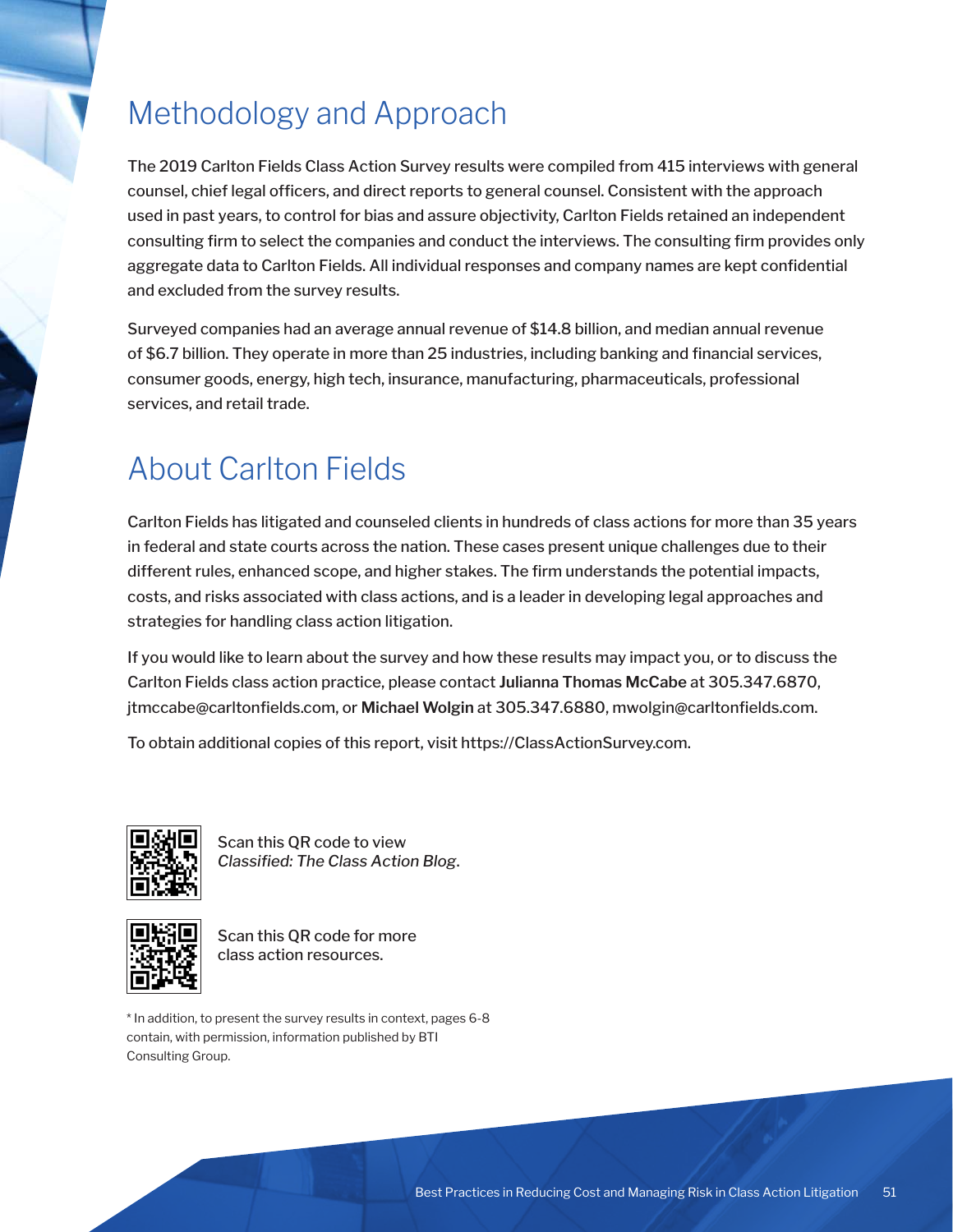## Methodology and Approach

The 2019 Carlton Fields Class Action Survey results were compiled from 415 interviews with general counsel, chief legal officers, and direct reports to general counsel. Consistent with the approach used in past years, to control for bias and assure objectivity, Carlton Fields retained an independent consulting firm to select the companies and conduct the interviews. The consulting firm provides only aggregate data to Carlton Fields. All individual responses and company names are kept confidential and excluded from the survey results.

Surveyed companies had an average annual revenue of $14.8 billion, and median annual revenue of $6.7 billion. They operate in more than 25 industries, including banking and financial services, consumer goods, energy, high tech, insurance, manufacturing, pharmaceuticals, professional services, and retail trade.

## About Carlton Fields

Carlton Fields has litigated and counseled clients in hundreds of class actions for more than 35 years in federal and state courts across the nation. These cases present unique challenges due to their different rules, enhanced scope, and higher stakes. The firm understands the potential impacts, costs, and risks associated with class actions, and is a leader in developing legal approaches and strategies for handling class action litigation.

If you would like to learn about the survey and how these results may impact you, or to discuss the Carlton Fields class action practice, please contact **Julianna Thomas McCabe** at 305.347.6870, jtmccabe@carltonfields.com, or **Michael Wolgin** at 305.347.6880, mwolgin@carltonfields.com.

To obtain additional copies of this report, visit https://ClassActionSurvey.com.

Scan this QR code to view *Classified: The Class Action Blog*.

Scan this QR code for more class action resources.

* In addition, to present the survey results in context, pages 6-8 contain, with permission, information published by BTI Consulting Group.